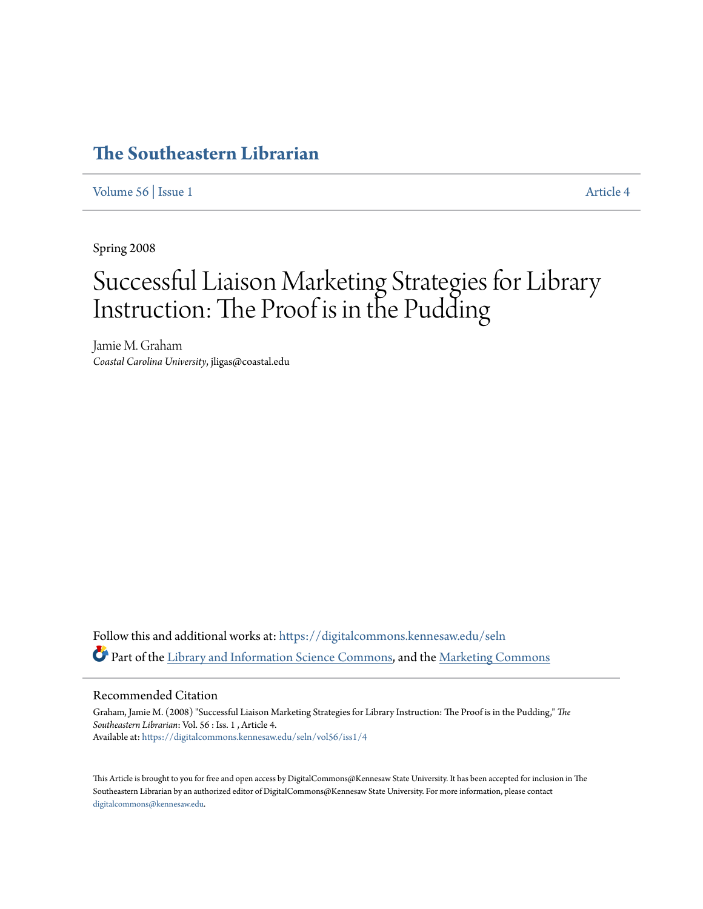# The Southeastern Librarian

Volume 56 | Issue 1 Article 4

Spring 2008

# Successful Liaison Marketing Strategies for Library Instruction: The Proof is in the Pudding

Jamie M. Graham
*Coastal Carolina University*, jligas@coastal.edu

Follow this and additional works at: https://digitalcommons.kennesaw.edu/seln

Part of the Library and Information Science Commons, and the Marketing Commons

## Recommended Citation

Graham, Jamie M. (2008) "Successful Liaison Marketing Strategies for Library Instruction: The Proof is in the Pudding," *The Southeastern Librarian*: Vol. 56 : Iss. 1 , Article 4.
Available at: https://digitalcommons.kennesaw.edu/seln/vol56/iss1/4

This Article is brought to you for free and open access by DigitalCommons@Kennesaw State University. It has been accepted for inclusion in The Southeastern Librarian by an authorized editor of DigitalCommons@Kennesaw State University. For more information, please contact digitalcommons@kennesaw.edu.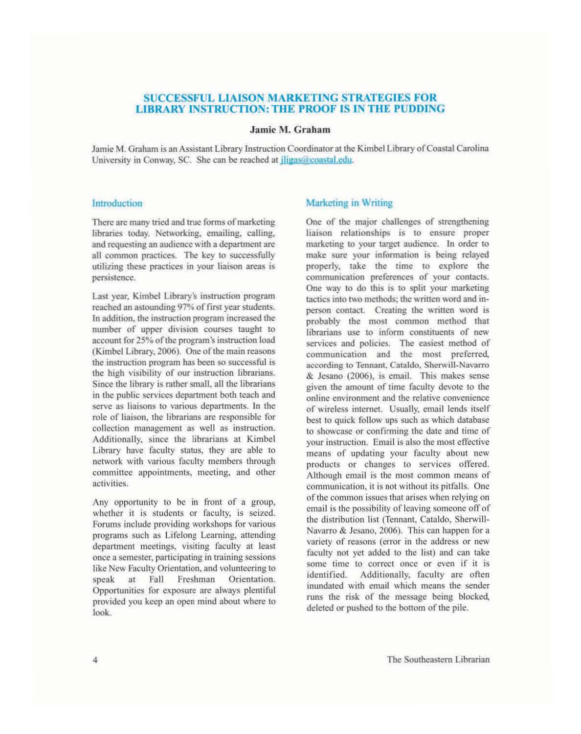# SUCCESSFUL LIAISON MARKETING STRATEGIES FOR LIBRARY INSTRUCTION: THE PROOF IS IN THE PUDDING

**Jamie M. Graham**

Jamie M. Graham is an Assistant Library Instruction Coordinator at the Kimbel Library of Coastal Carolina University in Conway, SC. She can be reached at jligas@coastal.edu.

## Introduction

There are many tried and true forms of marketing libraries today. Networking, emailing, calling, and requesting an audience with a department are all common practices. The key to successfully utilizing these practices in your liaison areas is persistence.

Last year, Kimbel Library's instruction program reached an astounding 97% of first year students. In addition, the instruction program increased the number of upper division courses taught to account for 25% of the program's instruction load (Kimbel Library, 2006). One of the main reasons the instruction program has been so successful is the high visibility of our instruction librarians. Since the library is rather small, all the librarians in the public services department both teach and serve as liaisons to various departments. In the role of liaison, the librarians are responsible for collection management as well as instruction. Additionally, since the librarians at Kimbel Library have faculty status, they are able to network with various faculty members through committee appointments, meeting, and other activities.

Any opportunity to be in front of a group, whether it is students or faculty, is seized. Forums include providing workshops for various programs such as Lifelong Learning, attending department meetings, visiting faculty at least once a semester, participating in training sessions like New Faculty Orientation, and volunteering to speak at Fall Freshman Orientation. Opportunities for exposure are always plentiful provided you keep an open mind about where to look.

## Marketing in Writing

One of the major challenges of strengthening liaison relationships is to ensure proper marketing to your target audience. In order to make sure your information is being relayed properly, take the time to explore the communication preferences of your contacts. One way to do this is to split your marketing tactics into two methods; the written word and in-person contact. Creating the written word is probably the most common method that librarians use to inform constituents of new services and policies. The easiest method of communication and the most preferred, according to Tennant, Cataldo, Sherwill-Navarro & Jesano (2006), is email. This makes sense given the amount of time faculty devote to the online environment and the relative convenience of wireless internet. Usually, email lends itself best to quick follow ups such as which database to showcase or confirming the date and time of your instruction. Email is also the most effective means of updating your faculty about new products or changes to services offered. Although email is the most common means of communication, it is not without its pitfalls. One of the common issues that arises when relying on email is the possibility of leaving someone off of the distribution list (Tennant, Cataldo, Sherwill-Navarro & Jesano, 2006). This can happen for a variety of reasons (error in the address or new faculty not yet added to the list) and can take some time to correct once or even if it is identified. Additionally, faculty are often inundated with email which means the sender runs the risk of the message being blocked, deleted or pushed to the bottom of the pile.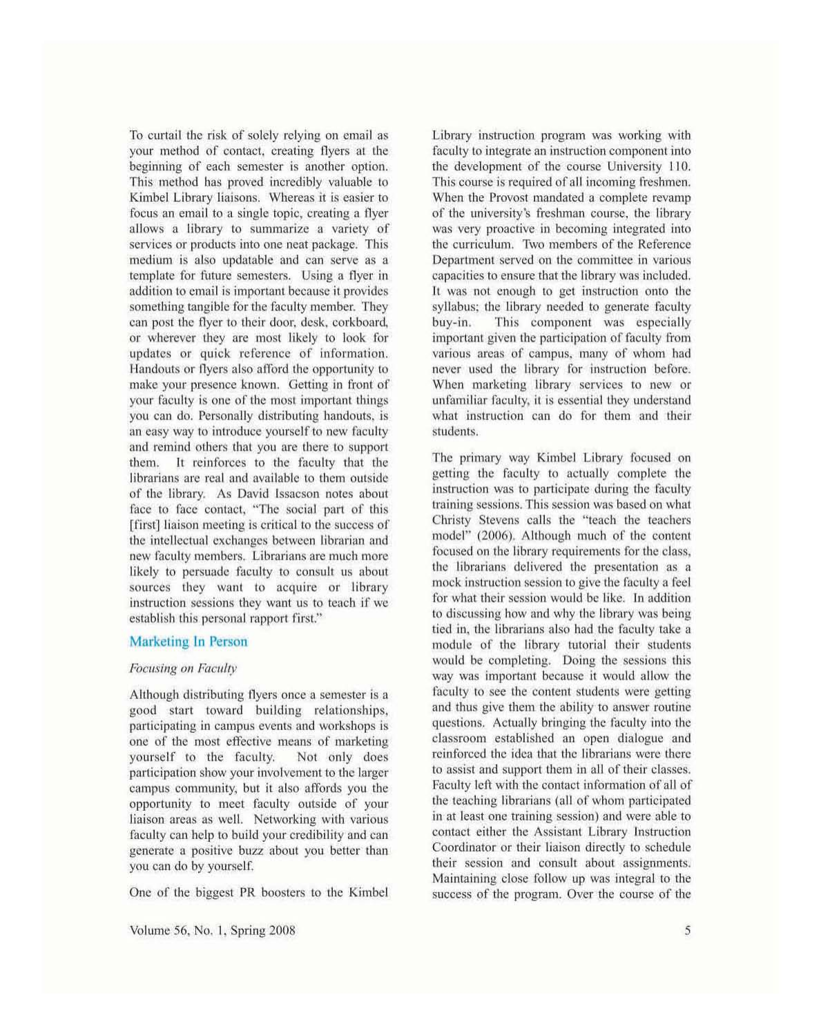To curtail the risk of solely relying on email as your method of contact, creating flyers at the beginning of each semester is another option. This method has proved incredibly valuable to Kimbel Library liaisons. Whereas it is easier to focus an email to a single topic, creating a flyer allows a library to summarize a variety of services or products into one neat package. This medium is also updatable and can serve as a template for future semesters. Using a flyer in addition to email is important because it provides something tangible for the faculty member. They can post the flyer to their door, desk, corkboard, or wherever they are most likely to look for updates or quick reference of information. Handouts or flyers also afford the opportunity to make your presence known. Getting in front of your faculty is one of the most important things you can do. Personally distributing handouts, is an easy way to introduce yourself to new faculty and remind others that you are there to support them. It reinforces to the faculty that the librarians are real and available to them outside of the library. As David Issacson notes about face to face contact, "The social part of this [first] liaison meeting is critical to the success of the intellectual exchanges between librarian and new faculty members. Librarians are much more likely to persuade faculty to consult us about sources they want to acquire or library instruction sessions they want us to teach if we establish this personal rapport first."

## Marketing In Person

### *Focusing on Faculty*

Although distributing flyers once a semester is a good start toward building relationships, participating in campus events and workshops is one of the most effective means of marketing yourself to the faculty. Not only does participation show your involvement to the larger campus community, but it also affords you the opportunity to meet faculty outside of your liaison areas as well. Networking with various faculty can help to build your credibility and can generate a positive buzz about you better than you can do by yourself.

One of the biggest PR boosters to the Kimbel Library instruction program was working with faculty to integrate an instruction component into the development of the course University 110. This course is required of all incoming freshmen. When the Provost mandated a complete revamp of the university's freshman course, the library was very proactive in becoming integrated into the curriculum. Two members of the Reference Department served on the committee in various capacities to ensure that the library was included. It was not enough to get instruction onto the syllabus; the library needed to generate faculty buy-in. This component was especially important given the participation of faculty from various areas of campus, many of whom had never used the library for instruction before. When marketing library services to new or unfamiliar faculty, it is essential they understand what instruction can do for them and their students.

The primary way Kimbel Library focused on getting the faculty to actually complete the instruction was to participate during the faculty training sessions. This session was based on what Christy Stevens calls the "teach the teachers model" (2006). Although much of the content focused on the library requirements for the class, the librarians delivered the presentation as a mock instruction session to give the faculty a feel for what their session would be like. In addition to discussing how and why the library was being tied in, the librarians also had the faculty take a module of the library tutorial their students would be completing. Doing the sessions this way was important because it would allow the faculty to see the content students were getting and thus give them the ability to answer routine questions. Actually bringing the faculty into the classroom established an open dialogue and reinforced the idea that the librarians were there to assist and support them in all of their classes. Faculty left with the contact information of all of the teaching librarians (all of whom participated in at least one training session) and were able to contact either the Assistant Library Instruction Coordinator or their liaison directly to schedule their session and consult about assignments. Maintaining close follow up was integral to the success of the program. Over the course of the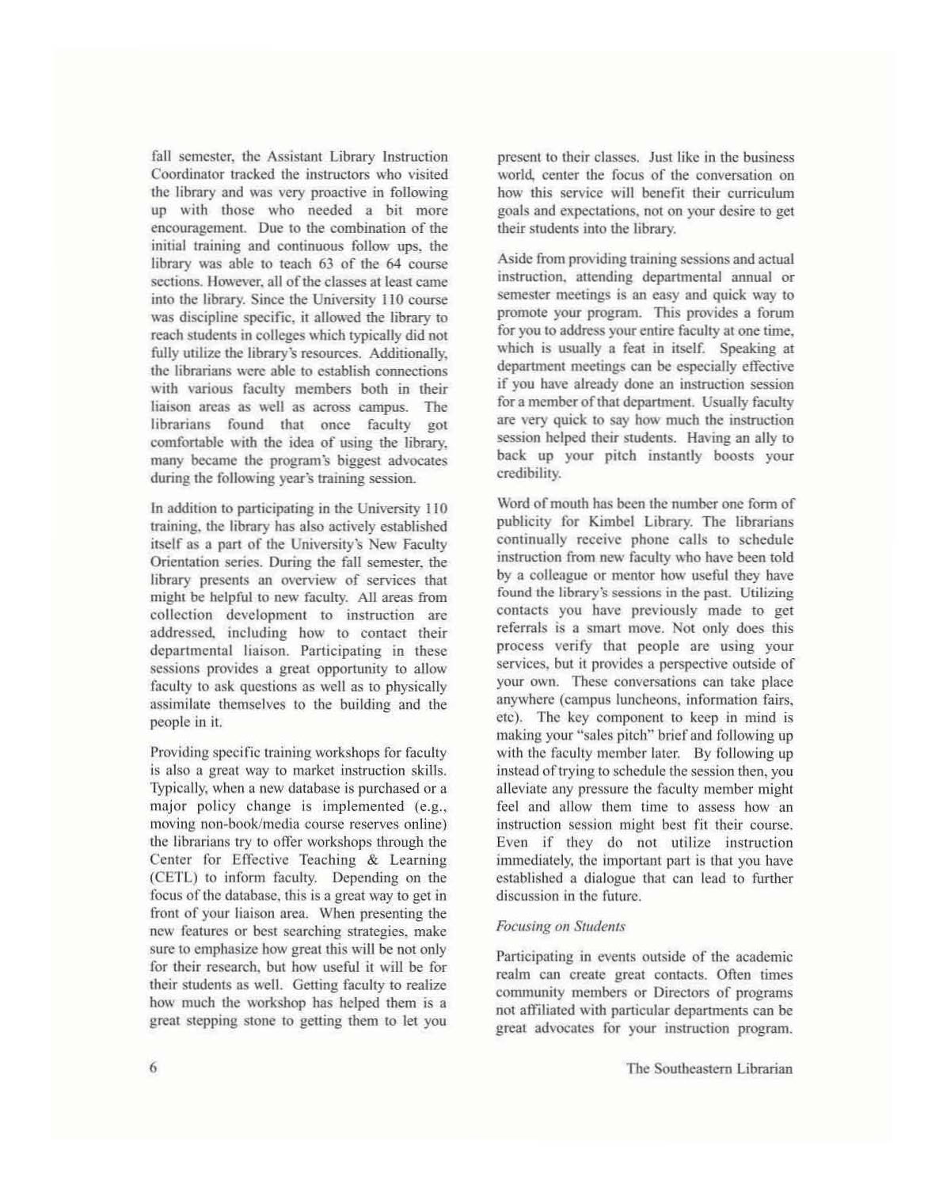fall semester, the Assistant Library Instruction Coordinator tracked the instructors who visited the library and was very proactive in following up with those who needed a bit more encouragement. Due to the combination of the initial training and continuous follow ups, the library was able to teach 63 of the 64 course sections. However, all of the classes at least came into the library. Since the University 110 course was discipline specific, it allowed the library to reach students in colleges which typically did not fully utilize the library's resources. Additionally, the librarians were able to establish connections with various faculty members both in their liaison areas as well as across campus. The librarians found that once faculty got comfortable with the idea of using the library, many became the program's biggest advocates during the following year's training session.

In addition to participating in the University 110 training, the library has also actively established itself as a part of the University's New Faculty Orientation series. During the fall semester, the library presents an overview of services that might be helpful to new faculty. All areas from collection development to instruction are addressed, including how to contact their departmental liaison. Participating in these sessions provides a great opportunity to allow faculty to ask questions as well as to physically assimilate themselves to the building and the people in it.

Providing specific training workshops for faculty is also a great way to market instruction skills. Typically, when a new database is purchased or a major policy change is implemented (e.g., moving non-book/media course reserves online) the librarians try to offer workshops through the Center for Effective Teaching & Learning (CETL) to inform faculty. Depending on the focus of the database, this is a great way to get in front of your liaison area. When presenting the new features or best searching strategies, make sure to emphasize how great this will be not only for their research, but how useful it will be for their students as well. Getting faculty to realize how much the workshop has helped them is a great stepping stone to getting them to let you present to their classes. Just like in the business world, center the focus of the conversation on how this service will benefit their curriculum goals and expectations, not on your desire to get their students into the library.

Aside from providing training sessions and actual instruction, attending departmental annual or semester meetings is an easy and quick way to promote your program. This provides a forum for you to address your entire faculty at one time, which is usually a feat in itself. Speaking at department meetings can be especially effective if you have already done an instruction session for a member of that department. Usually faculty are very quick to say how much the instruction session helped their students. Having an ally to back up your pitch instantly boosts your credibility.

Word of mouth has been the number one form of publicity for Kimbel Library. The librarians continually receive phone calls to schedule instruction from new faculty who have been told by a colleague or mentor how useful they have found the library's sessions in the past. Utilizing contacts you have previously made to get referrals is a smart move. Not only does this process verify that people are using your services, but it provides a perspective outside of your own. These conversations can take place anywhere (campus luncheons, information fairs, etc). The key component to keep in mind is making your "sales pitch" brief and following up with the faculty member later. By following up instead of trying to schedule the session then, you alleviate any pressure the faculty member might feel and allow them time to assess how an instruction session might best fit their course. Even if they do not utilize instruction immediately, the important part is that you have established a dialogue that can lead to further discussion in the future.

### *Focusing on Students*

Participating in events outside of the academic realm can create great contacts. Often times community members or Directors of programs not affiliated with particular departments can be great advocates for your instruction program.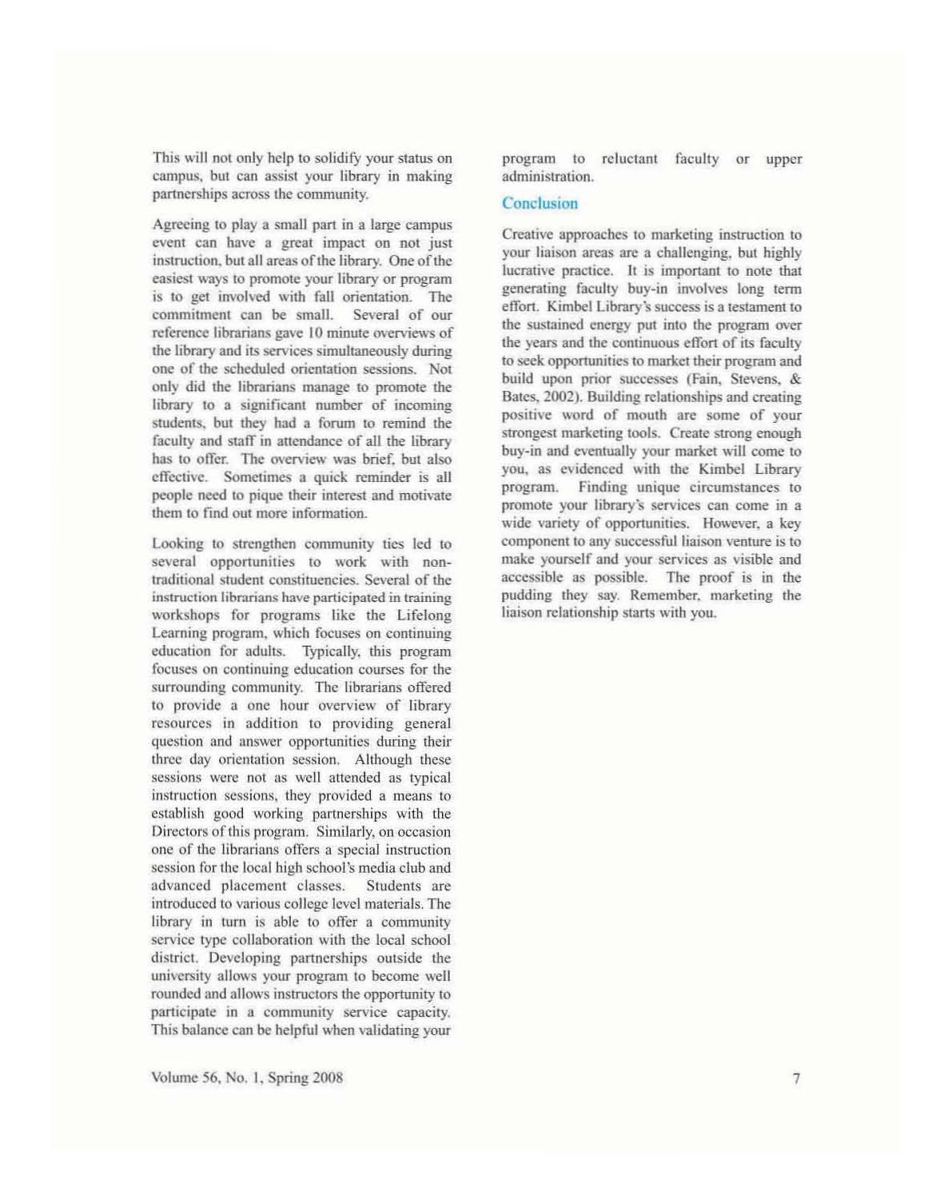This will not only help to solidify your status on campus, but can assist your library in making partnerships across the community.

Agreeing to play a small part in a large campus event can have a great impact on not just instruction, but all areas of the library. One of the easiest ways to promote your library or program is to get involved with fall orientation. The commitment can be small. Several of our reference librarians gave 10 minute overviews of the library and its services simultaneously during one of the scheduled orientation sessions. Not only did the librarians manage to promote the library to a significant number of incoming students, but they had a forum to remind the faculty and staff in attendance of all the library has to offer. The overview was brief, but also effective. Sometimes a quick reminder is all people need to pique their interest and motivate them to find out more information.

Looking to strengthen community ties led to several opportunities to work with non-traditional student constituencies. Several of the instruction librarians have participated in training workshops for programs like the Lifelong Learning program, which focuses on continuing education for adults. Typically, this program focuses on continuing education courses for the surrounding community. The librarians offered to provide a one hour overview of library resources in addition to providing general question and answer opportunities during their three day orientation session. Although these sessions were not as well attended as typical instruction sessions, they provided a means to establish good working partnerships with the Directors of this program. Similarly, on occasion one of the librarians offers a special instruction session for the local high school's media club and advanced placement classes. Students are introduced to various college level materials. The library in turn is able to offer a community service type collaboration with the local school district. Developing partnerships outside the university allows your program to become well rounded and allows instructors the opportunity to participate in a community service capacity. This balance can be helpful when validating your program to reluctant faculty or upper administration.

## Conclusion

Creative approaches to marketing instruction to your liaison areas are a challenging, but highly lucrative practice. It is important to note that generating faculty buy-in involves long term effort. Kimbel Library's success is a testament to the sustained energy put into the program over the years and the continuous effort of its faculty to seek opportunities to market their program and build upon prior successes (Fain, Stevens, & Bates, 2002). Building relationships and creating positive word of mouth are some of your strongest marketing tools. Create strong enough buy-in and eventually your market will come to you, as evidenced with the Kimbel Library program. Finding unique circumstances to promote your library's services can come in a wide variety of opportunities. However, a key component to any successful liaison venture is to make yourself and your services as visible and accessible as possible. The proof is in the pudding they say. Remember, marketing the liaison relationship starts with you.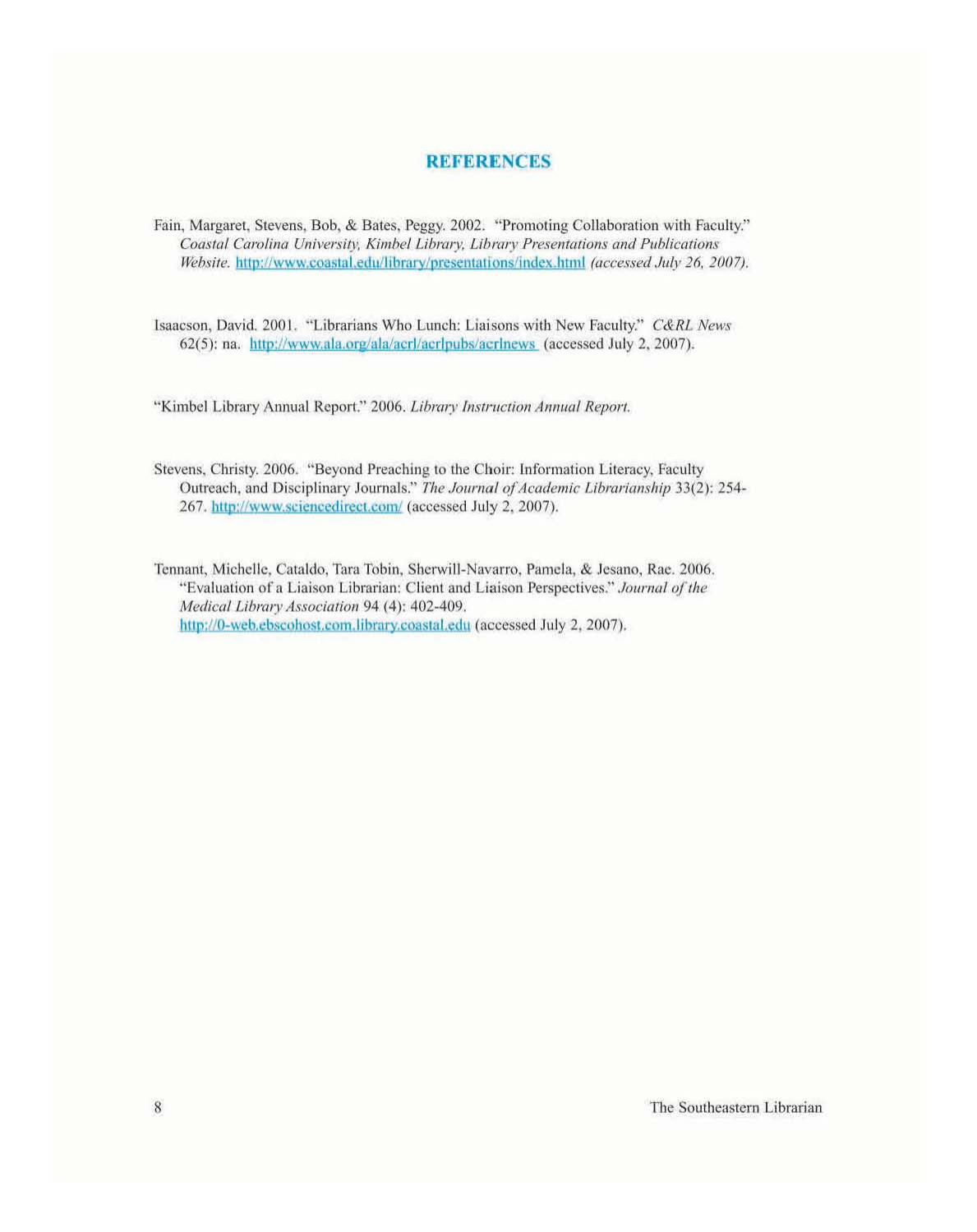## REFERENCES

Fain, Margaret, Stevens, Bob, & Bates, Peggy. 2002. "Promoting Collaboration with Faculty." *Coastal Carolina University, Kimbel Library, Library Presentations and Publications Website.* http://www.coastal.edu/library/presentations/index.html *(accessed July 26, 2007).*

Isaacson, David. 2001. "Librarians Who Lunch: Liaisons with New Faculty." *C&RL News* 62(5): na. http://www.ala.org/ala/acrl/acrlpubs/acrlnews (accessed July 2, 2007).

"Kimbel Library Annual Report." 2006. *Library Instruction Annual Report.*

Stevens, Christy. 2006. "Beyond Preaching to the Choir: Information Literacy, Faculty Outreach, and Disciplinary Journals." *The Journal of Academic Librarianship* 33(2): 254-267. http://www.sciencedirect.com/ (accessed July 2, 2007).

Tennant, Michelle, Cataldo, Tara Tobin, Sherwill-Navarro, Pamela, & Jesano, Rae. 2006. "Evaluation of a Liaison Librarian: Client and Liaison Perspectives." *Journal of the Medical Library Association* 94 (4): 402-409. http://0-web.ebscohost.com.library.coastal.edu (accessed July 2, 2007).